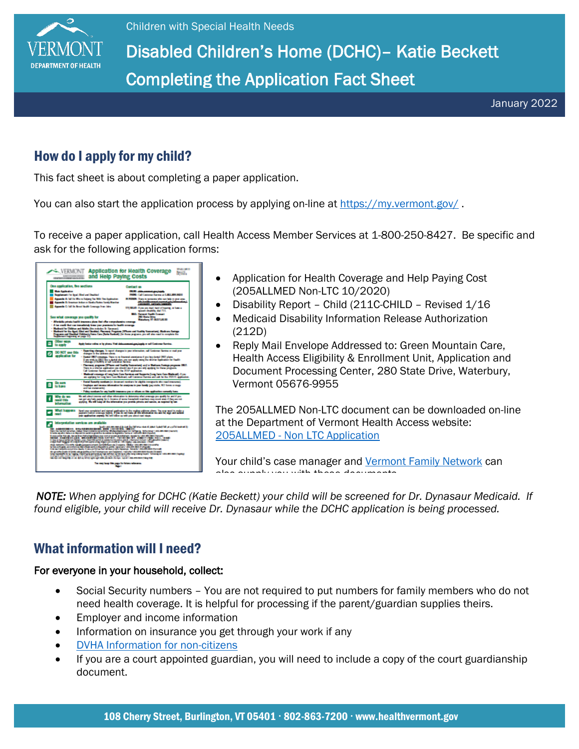Children with Special Health Needs

# Disabled Children's Home (DCHC)– Katie Beckett Completing the Application Fact Sheet

January 2022

## How do I apply for my child?

This fact sheet is about completing a paper application.

You can also start the application process by applying on-line at https://my.vermont.gov/ .

To receive a paper application, call Health Access Member Services at 1-800-250-8427. Be specific and ask for the following application forms:

- Application for Health Coverage and Help Paying Cost (205ALLMED Non-LTC 10/2020)
- Disability Report – Child (211C-CHILD – Revised 1/16
- Medicaid Disability Information Release Authorization (212D)
- Reply Mail Envelope Addressed to: Green Mountain Care, Health Access Eligibility & Enrollment Unit, Application and Document Processing Center, 280 State Drive, Waterbury, Vermont 05676-9955

The 205ALLMED Non-LTC document can be downloaded on-line at the Department of Vermont Health Access website: 205ALLMED - Non LTC Application

Your child's case manager and Vermont Family Network can also supply you with these documents.

*NOTE: When applying for DCHC (Katie Beckett) your child will be screened for Dr. Dynasaur Medicaid. If found eligible, your child will receive Dr. Dynasaur while the DCHC application is being processed.*

## What information will I need?

**For everyone in your household, collect:**

- Social Security numbers – You are not required to put numbers for family members who do not need health coverage. It is helpful for processing if the parent/guardian supplies theirs.
- Employer and income information
- Information on insurance you get through your work if any
- DVHA Information for non-citizens
- If you are a court appointed guardian, you will need to include a copy of the court guardianship document.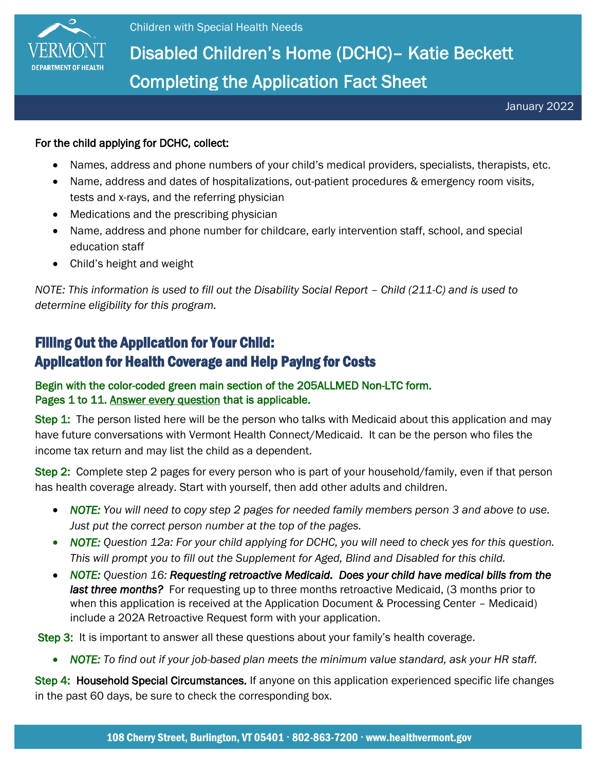Children with Special Health Needs

# Disabled Children's Home (DCHC)– Katie Beckett Completing the Application Fact Sheet

January 2022

**For the child applying for DCHC, collect:**

- Names, address and phone numbers of your child's medical providers, specialists, therapists, etc.
- Name, address and dates of hospitalizations, out-patient procedures & emergency room visits, tests and x-rays, and the referring physician
- Medications and the prescribing physician
- Name, address and phone number for childcare, early intervention staff, school, and special education staff
- Child's height and weight

*NOTE: This information is used to fill out the Disability Social Report – Child (211-C) and is used to determine eligibility for this program.*

## Filling Out the Application for Your Child: Application for Health Coverage and Help Paying for Costs

**Begin with the color-coded green main section of the 205ALLMED Non-LTC form. Pages 1 to 11. Answer every question that is applicable.**

**Step 1:** The person listed here will be the person who talks with Medicaid about this application and may have future conversations with Vermont Health Connect/Medicaid. It can be the person who files the income tax return and may list the child as a dependent.

**Step 2:** Complete step 2 pages for every person who is part of your household/family, even if that person has health coverage already. Start with yourself, then add other adults and children.

- *NOTE: You will need to copy step 2 pages for needed family members person 3 and above to use. Just put the correct person number at the top of the pages.*
- *NOTE: Question 12a: For your child applying for DCHC, you will need to check yes for this question. This will prompt you to fill out the Supplement for Aged, Blind and Disabled for this child.*
- *NOTE:* Question 16: ***Requesting retroactive Medicaid. Does your child have medical bills from the last three months?*** For requesting up to three months retroactive Medicaid, (3 months prior to when this application is received at the Application Document & Processing Center – Medicaid) include a 202A Retroactive Request form with your application.

**Step 3:** It is important to answer all these questions about your family's health coverage.

- *NOTE: To find out if your job-based plan meets the minimum value standard, ask your HR staff.*

**Step 4: Household Special Circumstances.** If anyone on this application experienced specific life changes in the past 60 days, be sure to check the corresponding box.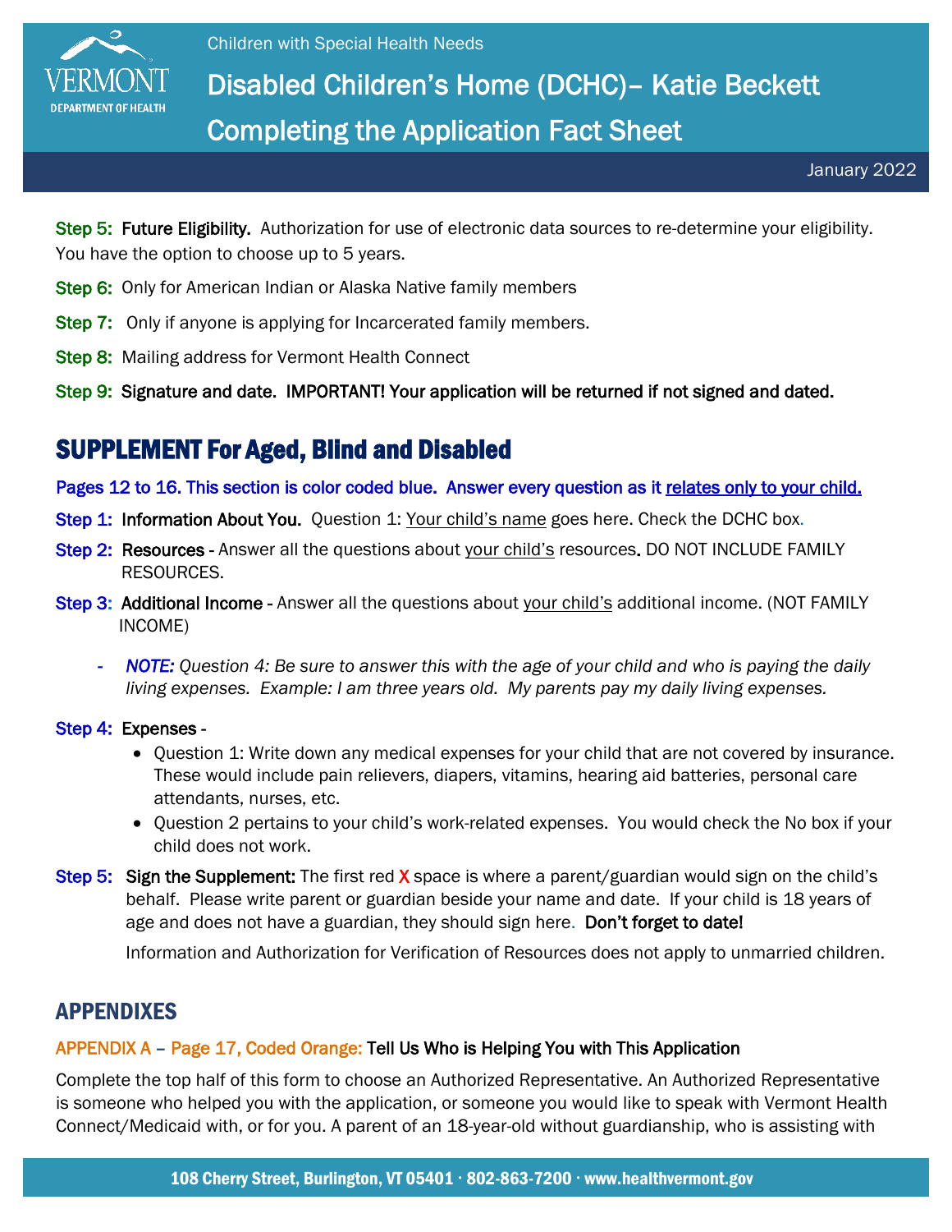Step 5: **Future Eligibility.** Authorization for use of electronic data sources to re-determine your eligibility. You have the option to choose up to 5 years.

Step 6: Only for American Indian or Alaska Native family members

Step 7: Only if anyone is applying for Incarcerated family members.

Step 8: Mailing address for Vermont Health Connect

Step 9: **Signature and date. IMPORTANT! Your application will be returned if not signed and dated.**

## SUPPLEMENT For Aged, Blind and Disabled

Pages 12 to 16. This section is color coded blue. Answer every question as it relates only to your child.

Step 1: **Information About You.** Question 1: Your child's name goes here. Check the DCHC box.

Step 2: **Resources** - Answer all the questions about your child's resources. DO NOT INCLUDE FAMILY RESOURCES.

Step 3: **Additional Income** - Answer all the questions about your child's additional income. (NOT FAMILY INCOME)

- *NOTE: Question 4: Be sure to answer this with the age of your child and who is paying the daily living expenses. Example: I am three years old. My parents pay my daily living expenses.*

Step 4: **Expenses** -

- Question 1: Write down any medical expenses for your child that are not covered by insurance. These would include pain relievers, diapers, vitamins, hearing aid batteries, personal care attendants, nurses, etc.
- Question 2 pertains to your child's work-related expenses. You would check the No box if your child does not work.

Step 5: **Sign the Supplement:** The first red X space is where a parent/guardian would sign on the child's behalf. Please write parent or guardian beside your name and date. If your child is 18 years of age and does not have a guardian, they should sign here. **Don't forget to date!**

Information and Authorization for Verification of Resources does not apply to unmarried children.

## APPENDIXES

### APPENDIX A – Page 17, Coded Orange: Tell Us Who is Helping You with This Application

Complete the top half of this form to choose an Authorized Representative. An Authorized Representative is someone who helped you with the application, or someone you would like to speak with Vermont Health Connect/Medicaid with, or for you. A parent of an 18-year-old without guardianship, who is assisting with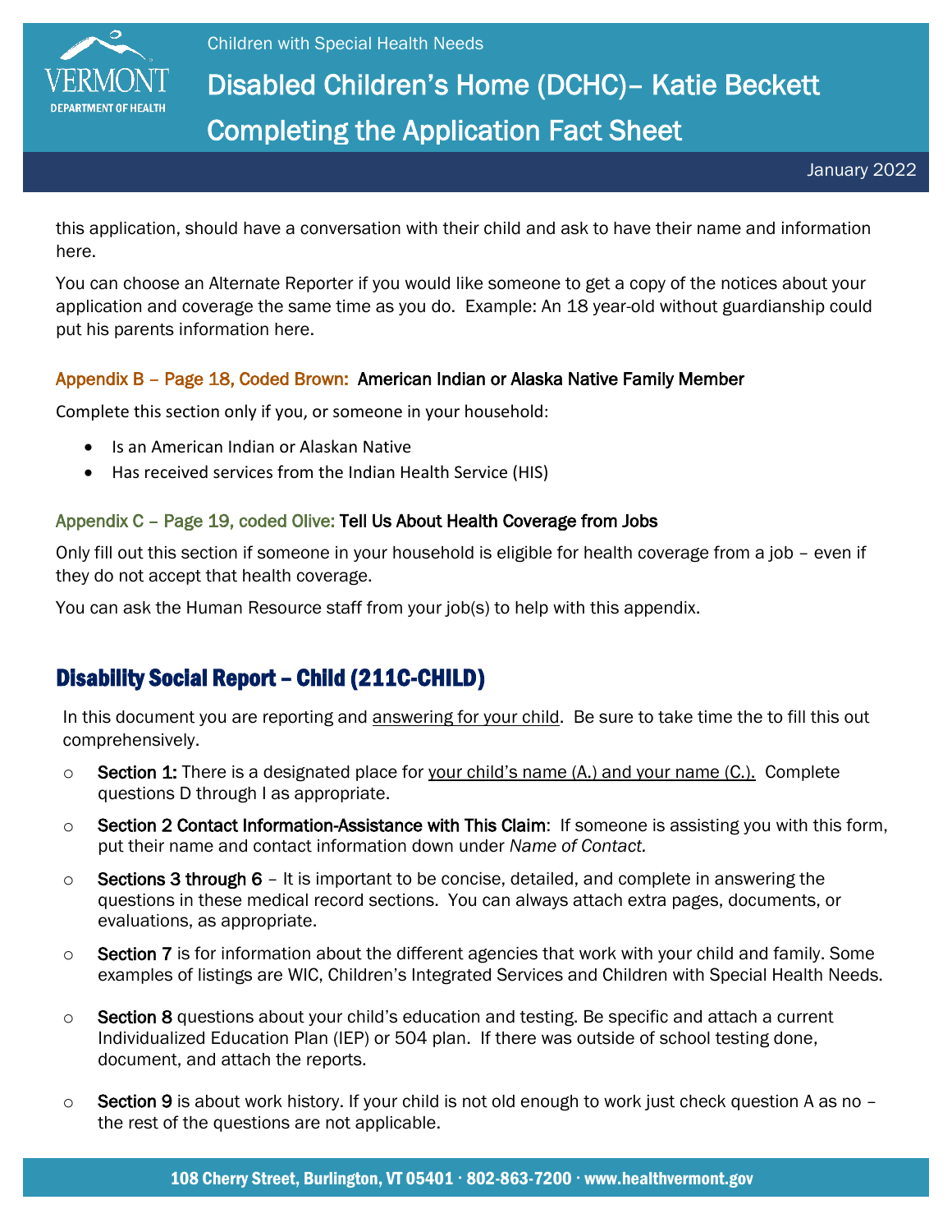this application, should have a conversation with their child and ask to have their name and information here.

You can choose an Alternate Reporter if you would like someone to get a copy of the notices about your application and coverage the same time as you do.  Example: An 18 year-old without guardianship could put his parents information here.

### Appendix B – Page 18, Coded Brown: American Indian or Alaska Native Family Member

Complete this section only if you, or someone in your household:

- Is an American Indian or Alaskan Native
- Has received services from the Indian Health Service (HIS)

### Appendix C – Page 19, coded Olive: Tell Us About Health Coverage from Jobs

Only fill out this section if someone in your household is eligible for health coverage from a job – even if they do not accept that health coverage.

You can ask the Human Resource staff from your job(s) to help with this appendix.

## Disability Social Report – Child (211C-CHILD)

In this document you are reporting and answering for your child.  Be sure to take time the to fill this out comprehensively.

- **Section 1:** There is a designated place for your child's name (A.) and your name (C.).  Complete questions D through I as appropriate.
- **Section 2 Contact Information-Assistance with This Claim**:  If someone is assisting you with this form, put their name and contact information down under *Name of Contact.*
- **Sections 3 through 6** – It is important to be concise, detailed, and complete in answering the questions in these medical record sections.  You can always attach extra pages, documents, or evaluations, as appropriate.
- **Section 7** is for information about the different agencies that work with your child and family. Some examples of listings are WIC, Children's Integrated Services and Children with Special Health Needs.
- **Section 8** questions about your child's education and testing. Be specific and attach a current Individualized Education Plan (IEP) or 504 plan.  If there was outside of school testing done, document, and attach the reports.
- **Section 9** is about work history. If your child is not old enough to work just check question A as no – the rest of the questions are not applicable.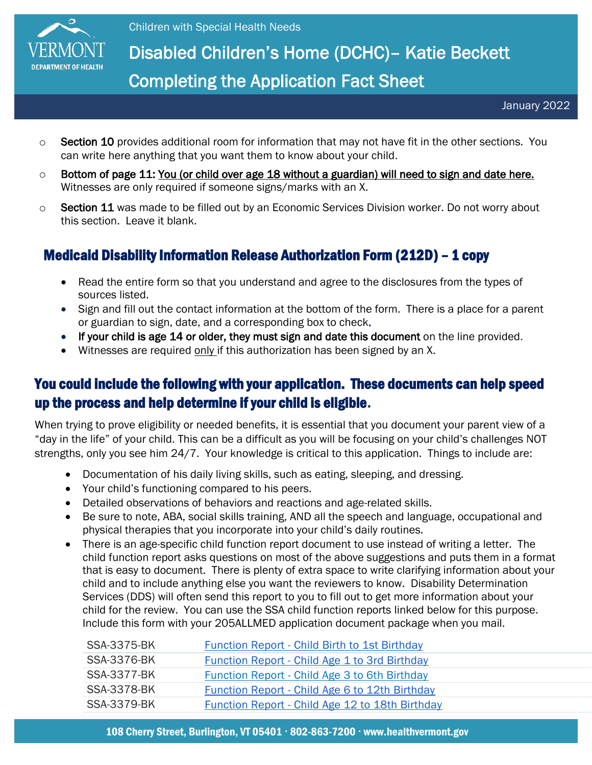- **Section 10** provides additional room for information that may not have fit in the other sections. You can write here anything that you want them to know about your child.
- **Bottom of page 11:** You (or child over age 18 without a guardian) will need to sign and date here. Witnesses are only required if someone signs/marks with an X.
- **Section 11** was made to be filled out by an Economic Services Division worker. Do not worry about this section. Leave it blank.

## Medicaid Disability Information Release Authorization Form (212D) – 1 copy

- Read the entire form so that you understand and agree to the disclosures from the types of sources listed.
- Sign and fill out the contact information at the bottom of the form. There is a place for a parent or guardian to sign, date, and a corresponding box to check.
- **If your child is age 14 or older, they must sign and date this document** on the line provided.
- Witnesses are required only if this authorization has been signed by an X.

## You could include the following with your application. These documents can help speed up the process and help determine if your child is eligible.

When trying to prove eligibility or needed benefits, it is essential that you document your parent view of a "day in the life" of your child. This can be a difficult as you will be focusing on your child's challenges NOT strengths, only you see him 24/7. Your knowledge is critical to this application. Things to include are:

- Documentation of his daily living skills, such as eating, sleeping, and dressing.
- Your child's functioning compared to his peers.
- Detailed observations of behaviors and reactions and age-related skills.
- Be sure to note, ABA, social skills training, AND all the speech and language, occupational and physical therapies that you incorporate into your child's daily routines.
- There is an age-specific child function report document to use instead of writing a letter. The child function report asks questions on most of the above suggestions and puts them in a format that is easy to document. There is plenty of extra space to write clarifying information about your child and to include anything else you want the reviewers to know. Disability Determination Services (DDS) will often send this report to you to fill out to get more information about your child for the review. You can use the SSA child function reports linked below for this purpose. Include this form with your 205ALLMED application document package when you mail.

| | |
|---|---|
| SSA-3375-BK | Function Report - Child Birth to 1st Birthday |
| SSA-3376-BK | Function Report - Child Age 1 to 3rd Birthday |
| SSA-3377-BK | Function Report - Child Age 3 to 6th Birthday |
| SSA-3378-BK | Function Report - Child Age 6 to 12th Birthday |
| SSA-3379-BK | Function Report - Child Age 12 to 18th Birthday |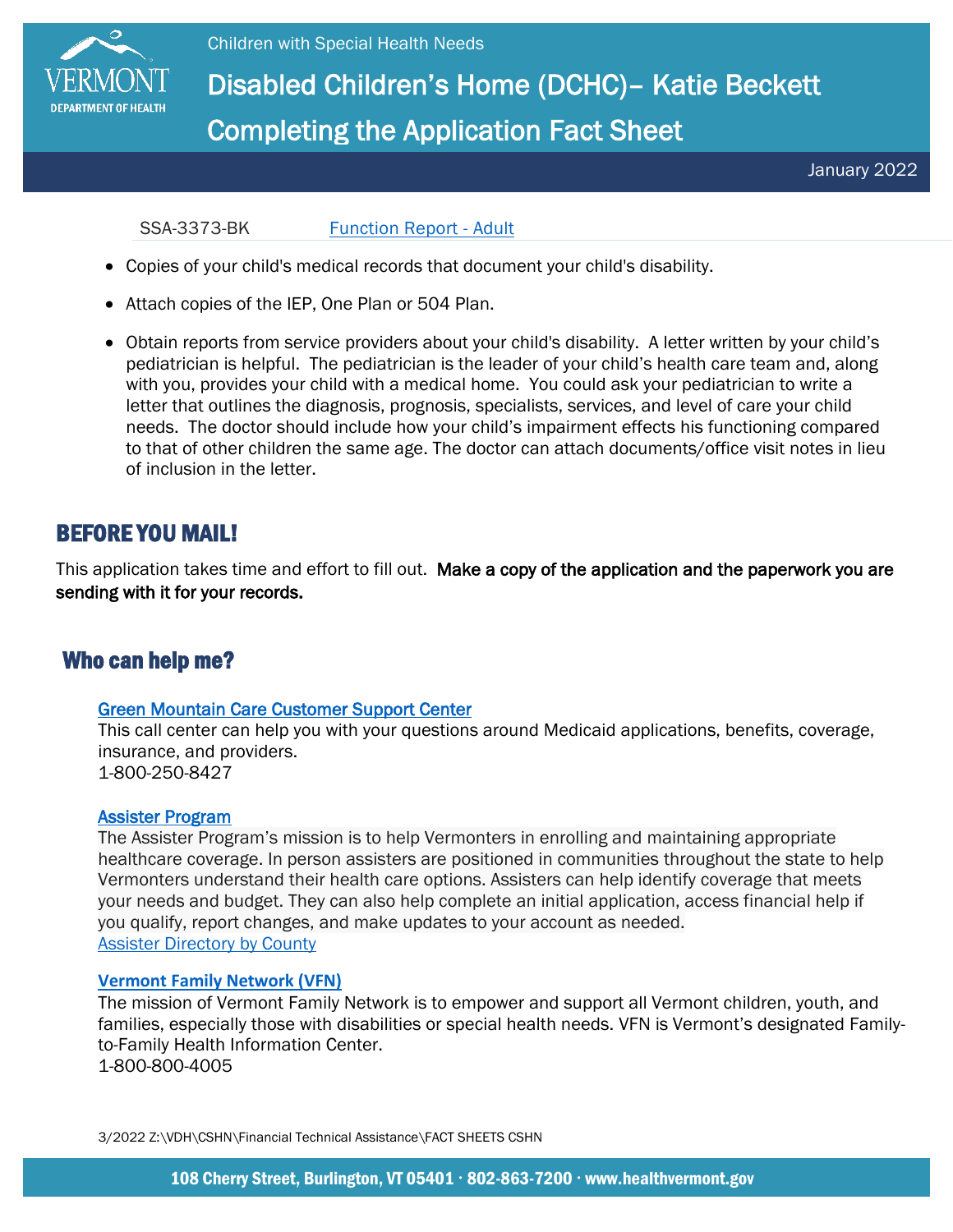| | |
|---|---|
| SSA-3373-BK | Function Report - Adult |

- Copies of your child's medical records that document your child's disability.
- Attach copies of the IEP, One Plan or 504 Plan.
- Obtain reports from service providers about your child's disability. A letter written by your child's pediatrician is helpful. The pediatrician is the leader of your child's health care team and, along with you, provides your child with a medical home. You could ask your pediatrician to write a letter that outlines the diagnosis, prognosis, specialists, services, and level of care your child needs. The doctor should include how your child's impairment effects his functioning compared to that of other children the same age. The doctor can attach documents/office visit notes in lieu of inclusion in the letter.

## BEFORE YOU MAIL!

This application takes time and effort to fill out. **Make a copy of the application and the paperwork you are sending with it for your records.**

## Who can help me?

**Green Mountain Care Customer Support Center**
This call center can help you with your questions around Medicaid applications, benefits, coverage, insurance, and providers.
1-800-250-8427

**Assister Program**
The Assister Program's mission is to help Vermonters in enrolling and maintaining appropriate healthcare coverage. In person assisters are positioned in communities throughout the state to help Vermonters understand their health care options. Assisters can help identify coverage that meets your needs and budget. They can also help complete an initial application, access financial help if you qualify, report changes, and make updates to your account as needed.
Assister Directory by County

**Vermont Family Network (VFN)**
The mission of Vermont Family Network is to empower and support all Vermont children, youth, and families, especially those with disabilities or special health needs. VFN is Vermont's designated Family-to-Family Health Information Center.
1-800-800-4005

3/2022 Z:\VDH\CSHN\Financial Technical Assistance\FACT SHEETS CSHN